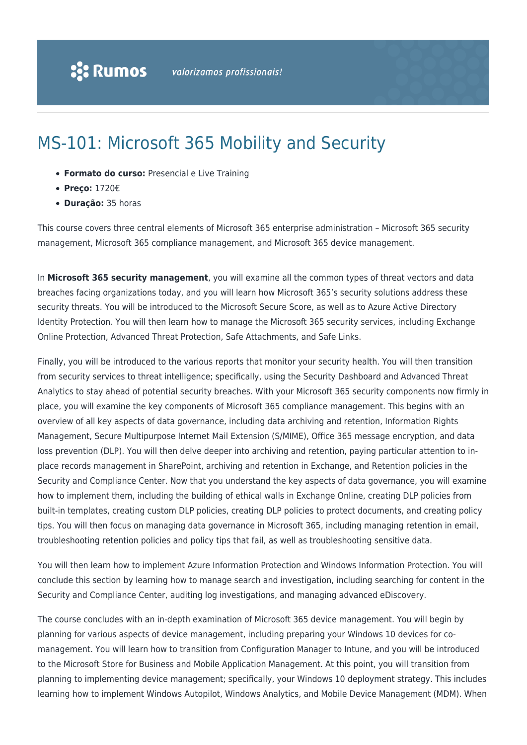# MS-101: Microsoft 365 Mobility and Security

- **Formato do curso:** Presencial e Live Training
- **Preço:** 1720€
- **Duração:** 35 horas

This course covers three central elements of Microsoft 365 enterprise administration – Microsoft 365 security management, Microsoft 365 compliance management, and Microsoft 365 device management.

In **Microsoft 365 security management**, you will examine all the common types of threat vectors and data breaches facing organizations today, and you will learn how Microsoft 365's security solutions address these security threats. You will be introduced to the Microsoft Secure Score, as well as to Azure Active Directory Identity Protection. You will then learn how to manage the Microsoft 365 security services, including Exchange Online Protection, Advanced Threat Protection, Safe Attachments, and Safe Links.

Finally, you will be introduced to the various reports that monitor your security health. You will then transition from security services to threat intelligence; specifically, using the Security Dashboard and Advanced Threat Analytics to stay ahead of potential security breaches. With your Microsoft 365 security components now firmly in place, you will examine the key components of Microsoft 365 compliance management. This begins with an overview of all key aspects of data governance, including data archiving and retention, Information Rights Management, Secure Multipurpose Internet Mail Extension (S/MIME), Office 365 message encryption, and data loss prevention (DLP). You will then delve deeper into archiving and retention, paying particular attention to in-place records management in SharePoint, archiving and retention in Exchange, and Retention policies in the Security and Compliance Center. Now that you understand the key aspects of data governance, you will examine how to implement them, including the building of ethical walls in Exchange Online, creating DLP policies from built-in templates, creating custom DLP policies, creating DLP policies to protect documents, and creating policy tips. You will then focus on managing data governance in Microsoft 365, including managing retention in email, troubleshooting retention policies and policy tips that fail, as well as troubleshooting sensitive data.

You will then learn how to implement Azure Information Protection and Windows Information Protection. You will conclude this section by learning how to manage search and investigation, including searching for content in the Security and Compliance Center, auditing log investigations, and managing advanced eDiscovery.

The course concludes with an in-depth examination of Microsoft 365 device management. You will begin by planning for various aspects of device management, including preparing your Windows 10 devices for co-management. You will learn how to transition from Configuration Manager to Intune, and you will be introduced to the Microsoft Store for Business and Mobile Application Management. At this point, you will transition from planning to implementing device management; specifically, your Windows 10 deployment strategy. This includes learning how to implement Windows Autopilot, Windows Analytics, and Mobile Device Management (MDM). When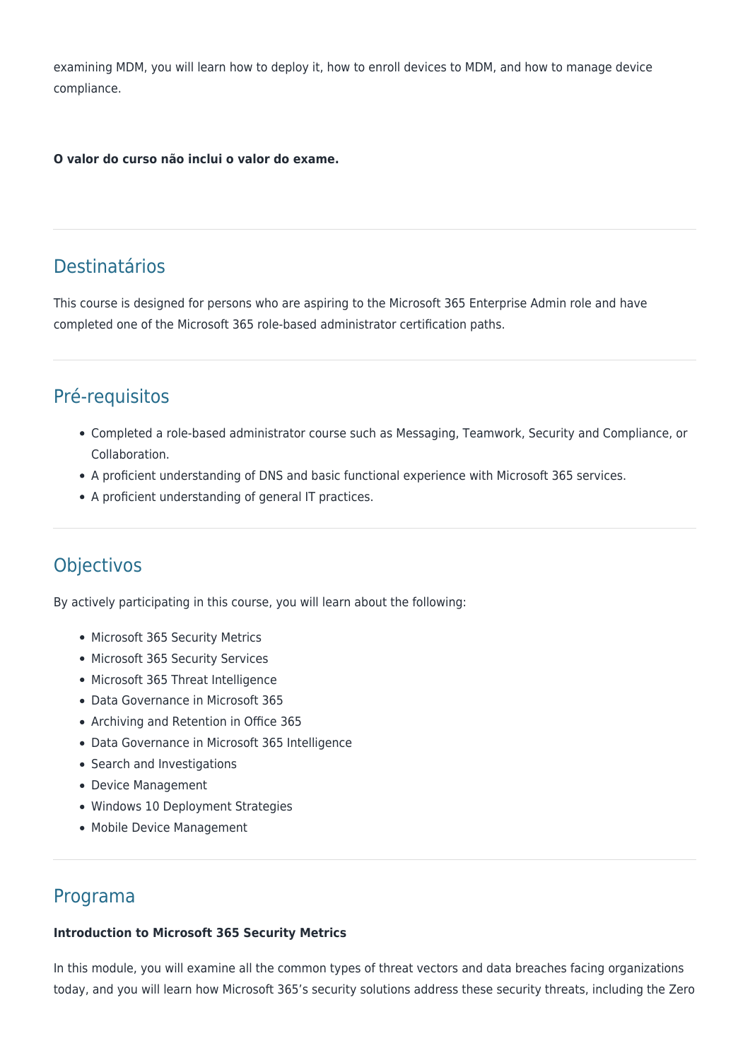examining MDM, you will learn how to deploy it, how to enroll devices to MDM, and how to manage device compliance.

**O valor do curso não inclui o valor do exame.**

## Destinatários

This course is designed for persons who are aspiring to the Microsoft 365 Enterprise Admin role and have completed one of the Microsoft 365 role-based administrator certification paths.

## Pré-requisitos

- Completed a role-based administrator course such as Messaging, Teamwork, Security and Compliance, or Collaboration.
- A proficient understanding of DNS and basic functional experience with Microsoft 365 services.
- A proficient understanding of general IT practices.

## Objectivos

By actively participating in this course, you will learn about the following:

- Microsoft 365 Security Metrics
- Microsoft 365 Security Services
- Microsoft 365 Threat Intelligence
- Data Governance in Microsoft 365
- Archiving and Retention in Office 365
- Data Governance in Microsoft 365 Intelligence
- Search and Investigations
- Device Management
- Windows 10 Deployment Strategies
- Mobile Device Management

## Programa

**Introduction to Microsoft 365 Security Metrics**

In this module, you will examine all the common types of threat vectors and data breaches facing organizations today, and you will learn how Microsoft 365's security solutions address these security threats, including the Zero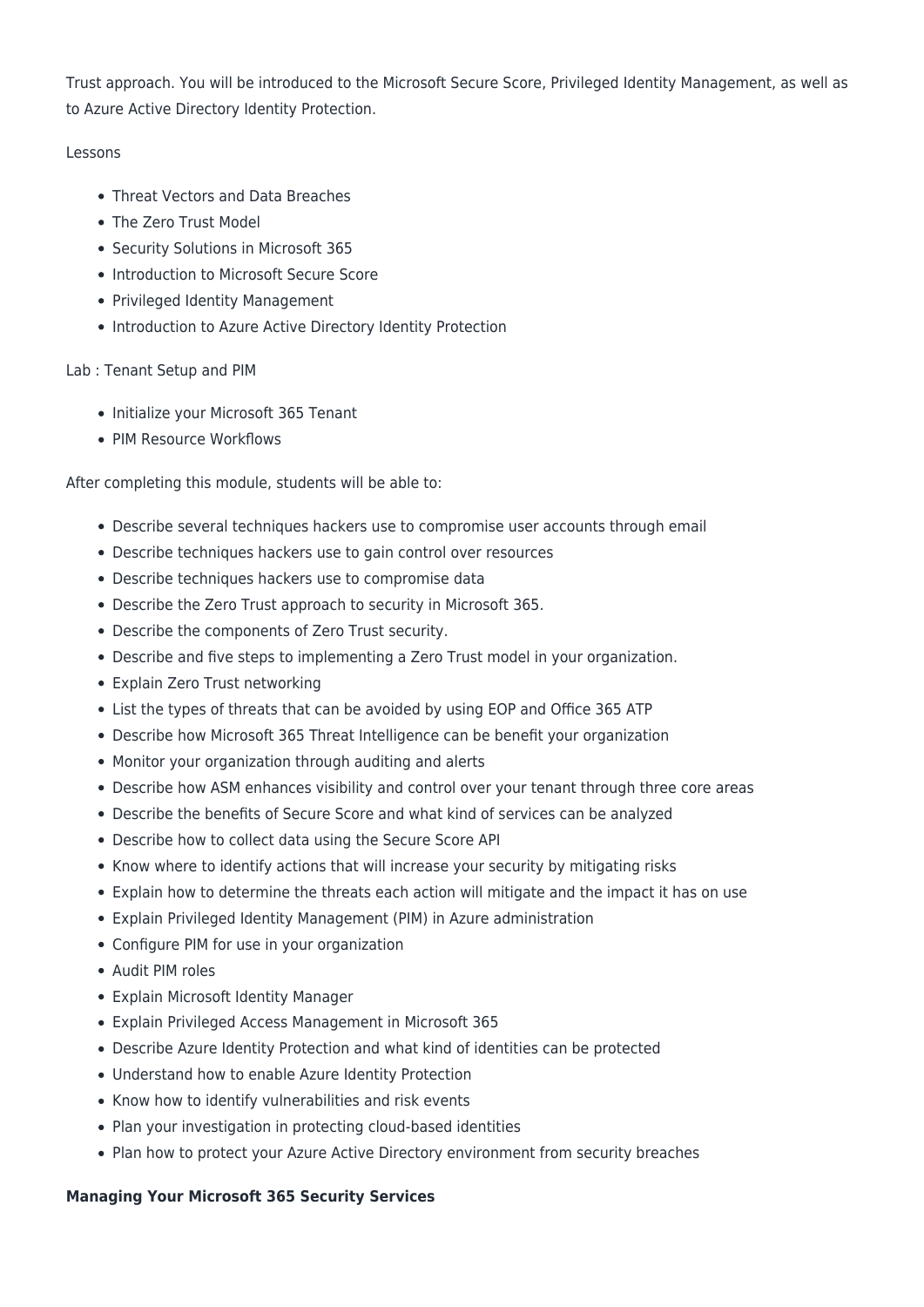Trust approach. You will be introduced to the Microsoft Secure Score, Privileged Identity Management, as well as to Azure Active Directory Identity Protection.

Lessons

- Threat Vectors and Data Breaches
- The Zero Trust Model
- Security Solutions in Microsoft 365
- Introduction to Microsoft Secure Score
- Privileged Identity Management
- Introduction to Azure Active Directory Identity Protection

Lab : Tenant Setup and PIM

- Initialize your Microsoft 365 Tenant
- PIM Resource Workflows

After completing this module, students will be able to:

- Describe several techniques hackers use to compromise user accounts through email
- Describe techniques hackers use to gain control over resources
- Describe techniques hackers use to compromise data
- Describe the Zero Trust approach to security in Microsoft 365.
- Describe the components of Zero Trust security.
- Describe and five steps to implementing a Zero Trust model in your organization.
- Explain Zero Trust networking
- List the types of threats that can be avoided by using EOP and Office 365 ATP
- Describe how Microsoft 365 Threat Intelligence can be benefit your organization
- Monitor your organization through auditing and alerts
- Describe how ASM enhances visibility and control over your tenant through three core areas
- Describe the benefits of Secure Score and what kind of services can be analyzed
- Describe how to collect data using the Secure Score API
- Know where to identify actions that will increase your security by mitigating risks
- Explain how to determine the threats each action will mitigate and the impact it has on use
- Explain Privileged Identity Management (PIM) in Azure administration
- Configure PIM for use in your organization
- Audit PIM roles
- Explain Microsoft Identity Manager
- Explain Privileged Access Management in Microsoft 365
- Describe Azure Identity Protection and what kind of identities can be protected
- Understand how to enable Azure Identity Protection
- Know how to identify vulnerabilities and risk events
- Plan your investigation in protecting cloud-based identities
- Plan how to protect your Azure Active Directory environment from security breaches

**Managing Your Microsoft 365 Security Services**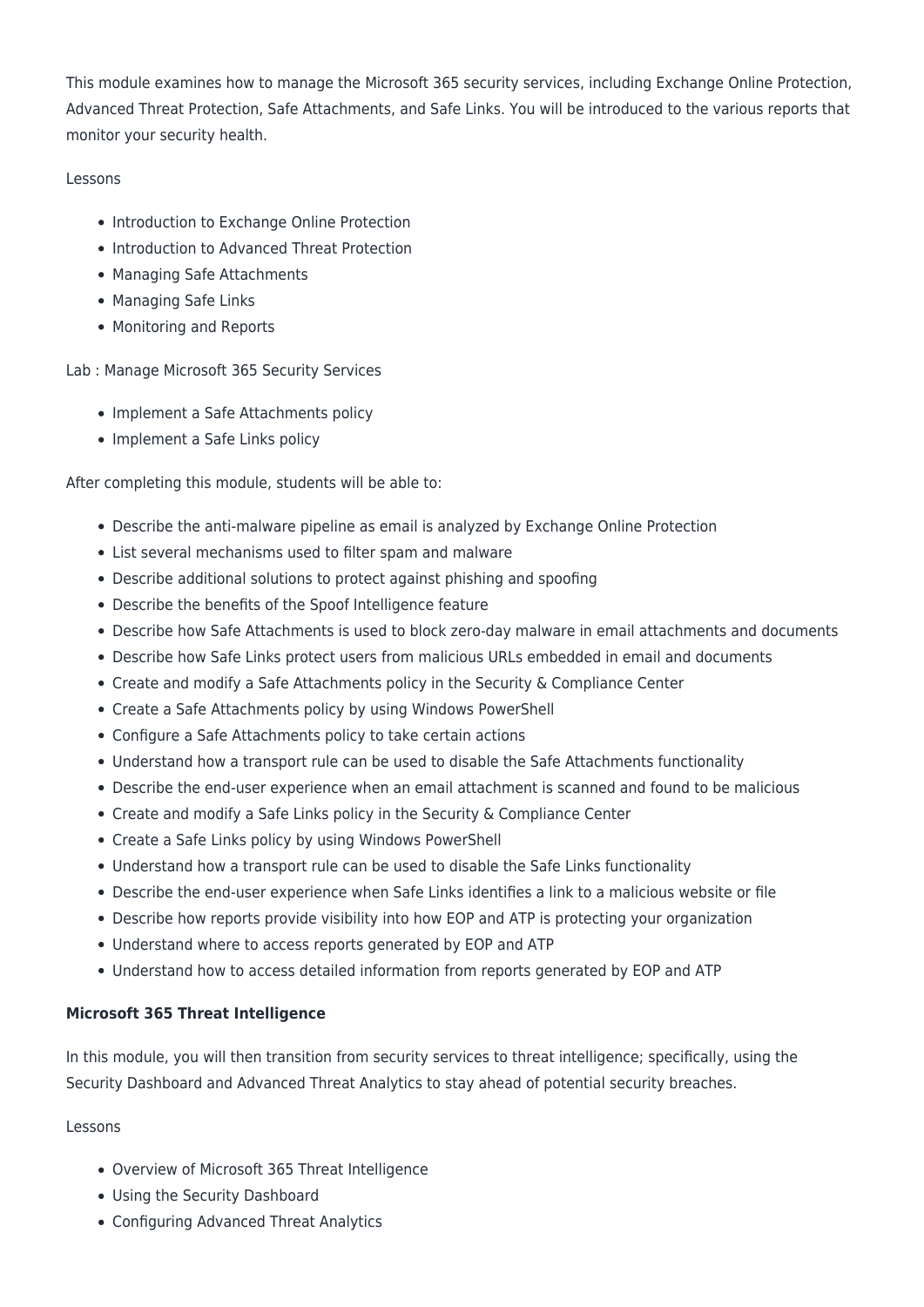This module examines how to manage the Microsoft 365 security services, including Exchange Online Protection, Advanced Threat Protection, Safe Attachments, and Safe Links. You will be introduced to the various reports that monitor your security health.

Lessons

- Introduction to Exchange Online Protection
- Introduction to Advanced Threat Protection
- Managing Safe Attachments
- Managing Safe Links
- Monitoring and Reports

Lab : Manage Microsoft 365 Security Services

- Implement a Safe Attachments policy
- Implement a Safe Links policy

After completing this module, students will be able to:

- Describe the anti-malware pipeline as email is analyzed by Exchange Online Protection
- List several mechanisms used to filter spam and malware
- Describe additional solutions to protect against phishing and spoofing
- Describe the benefits of the Spoof Intelligence feature
- Describe how Safe Attachments is used to block zero-day malware in email attachments and documents
- Describe how Safe Links protect users from malicious URLs embedded in email and documents
- Create and modify a Safe Attachments policy in the Security & Compliance Center
- Create a Safe Attachments policy by using Windows PowerShell
- Configure a Safe Attachments policy to take certain actions
- Understand how a transport rule can be used to disable the Safe Attachments functionality
- Describe the end-user experience when an email attachment is scanned and found to be malicious
- Create and modify a Safe Links policy in the Security & Compliance Center
- Create a Safe Links policy by using Windows PowerShell
- Understand how a transport rule can be used to disable the Safe Links functionality
- Describe the end-user experience when Safe Links identifies a link to a malicious website or file
- Describe how reports provide visibility into how EOP and ATP is protecting your organization
- Understand where to access reports generated by EOP and ATP
- Understand how to access detailed information from reports generated by EOP and ATP

**Microsoft 365 Threat Intelligence**

In this module, you will then transition from security services to threat intelligence; specifically, using the Security Dashboard and Advanced Threat Analytics to stay ahead of potential security breaches.

Lessons

- Overview of Microsoft 365 Threat Intelligence
- Using the Security Dashboard
- Configuring Advanced Threat Analytics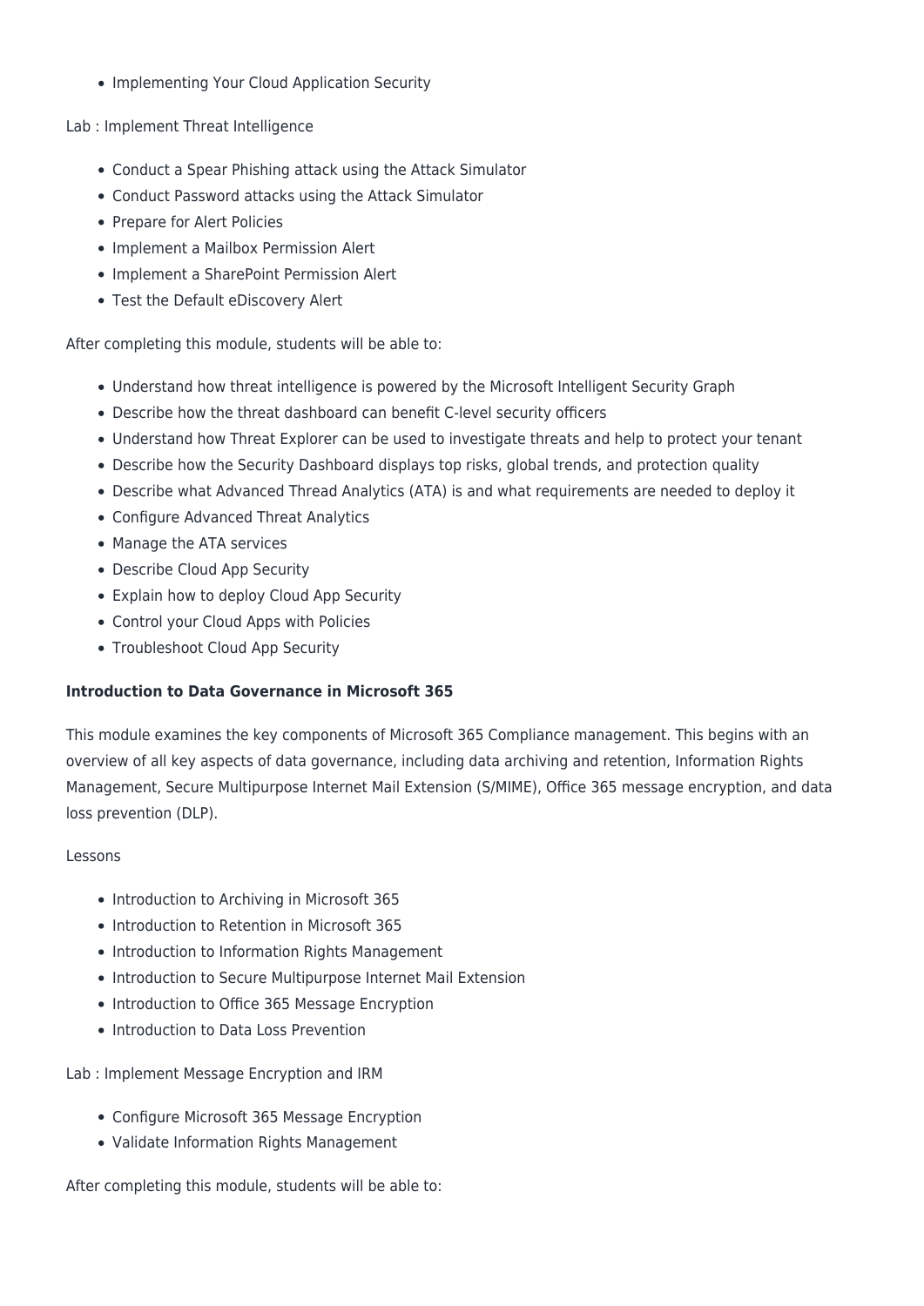- Implementing Your Cloud Application Security

Lab : Implement Threat Intelligence

- Conduct a Spear Phishing attack using the Attack Simulator
- Conduct Password attacks using the Attack Simulator
- Prepare for Alert Policies
- Implement a Mailbox Permission Alert
- Implement a SharePoint Permission Alert
- Test the Default eDiscovery Alert

After completing this module, students will be able to:

- Understand how threat intelligence is powered by the Microsoft Intelligent Security Graph
- Describe how the threat dashboard can benefit C-level security officers
- Understand how Threat Explorer can be used to investigate threats and help to protect your tenant
- Describe how the Security Dashboard displays top risks, global trends, and protection quality
- Describe what Advanced Thread Analytics (ATA) is and what requirements are needed to deploy it
- Configure Advanced Threat Analytics
- Manage the ATA services
- Describe Cloud App Security
- Explain how to deploy Cloud App Security
- Control your Cloud Apps with Policies
- Troubleshoot Cloud App Security

**Introduction to Data Governance in Microsoft 365**

This module examines the key components of Microsoft 365 Compliance management. This begins with an overview of all key aspects of data governance, including data archiving and retention, Information Rights Management, Secure Multipurpose Internet Mail Extension (S/MIME), Office 365 message encryption, and data loss prevention (DLP).

Lessons

- Introduction to Archiving in Microsoft 365
- Introduction to Retention in Microsoft 365
- Introduction to Information Rights Management
- Introduction to Secure Multipurpose Internet Mail Extension
- Introduction to Office 365 Message Encryption
- Introduction to Data Loss Prevention

Lab : Implement Message Encryption and IRM

- Configure Microsoft 365 Message Encryption
- Validate Information Rights Management

After completing this module, students will be able to: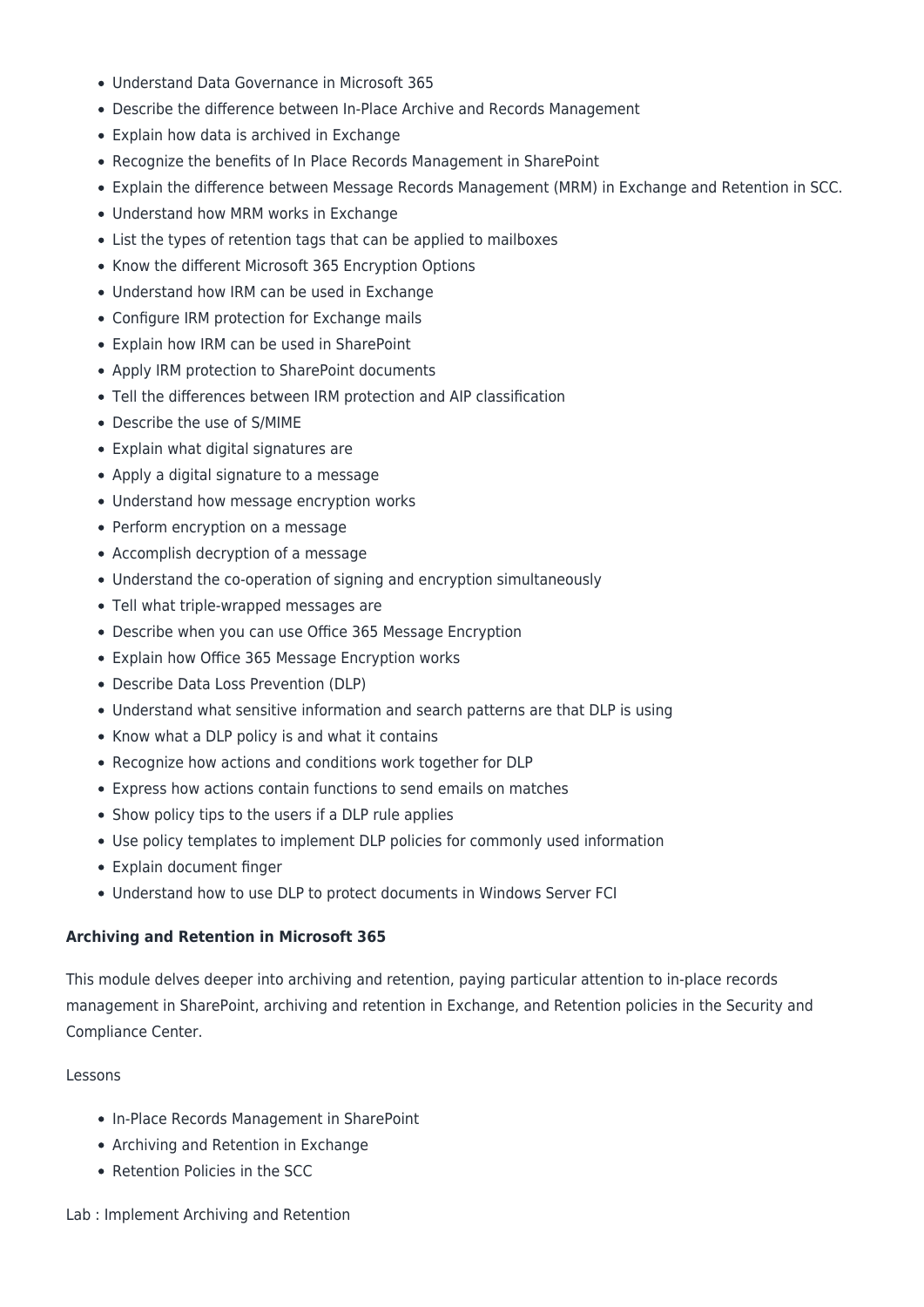- Understand Data Governance in Microsoft 365
- Describe the difference between In-Place Archive and Records Management
- Explain how data is archived in Exchange
- Recognize the benefits of In Place Records Management in SharePoint
- Explain the difference between Message Records Management (MRM) in Exchange and Retention in SCC.
- Understand how MRM works in Exchange
- List the types of retention tags that can be applied to mailboxes
- Know the different Microsoft 365 Encryption Options
- Understand how IRM can be used in Exchange
- Configure IRM protection for Exchange mails
- Explain how IRM can be used in SharePoint
- Apply IRM protection to SharePoint documents
- Tell the differences between IRM protection and AIP classification
- Describe the use of S/MIME
- Explain what digital signatures are
- Apply a digital signature to a message
- Understand how message encryption works
- Perform encryption on a message
- Accomplish decryption of a message
- Understand the co-operation of signing and encryption simultaneously
- Tell what triple-wrapped messages are
- Describe when you can use Office 365 Message Encryption
- Explain how Office 365 Message Encryption works
- Describe Data Loss Prevention (DLP)
- Understand what sensitive information and search patterns are that DLP is using
- Know what a DLP policy is and what it contains
- Recognize how actions and conditions work together for DLP
- Express how actions contain functions to send emails on matches
- Show policy tips to the users if a DLP rule applies
- Use policy templates to implement DLP policies for commonly used information
- Explain document finger
- Understand how to use DLP to protect documents in Windows Server FCI

**Archiving and Retention in Microsoft 365**

This module delves deeper into archiving and retention, paying particular attention to in-place records management in SharePoint, archiving and retention in Exchange, and Retention policies in the Security and Compliance Center.

Lessons

- In-Place Records Management in SharePoint
- Archiving and Retention in Exchange
- Retention Policies in the SCC

Lab : Implement Archiving and Retention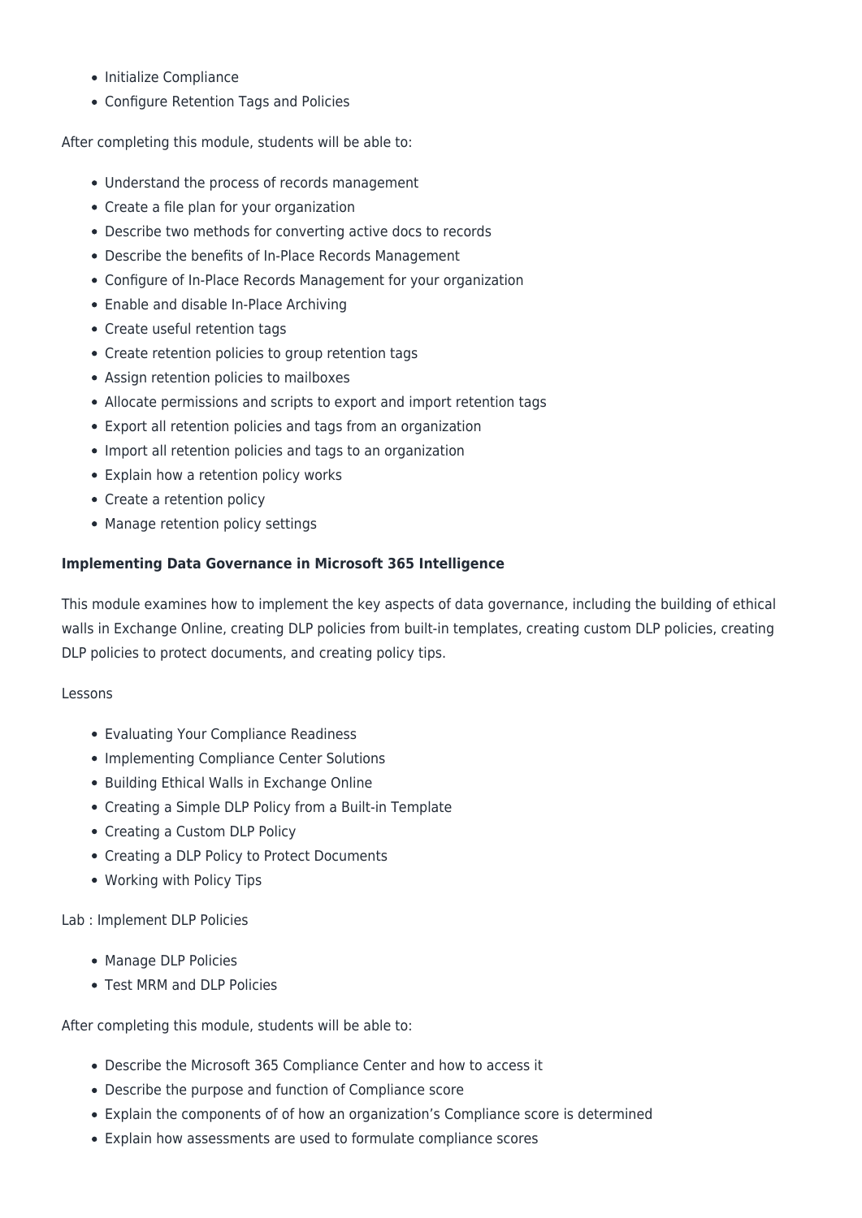- Initialize Compliance
- Configure Retention Tags and Policies

After completing this module, students will be able to:

- Understand the process of records management
- Create a file plan for your organization
- Describe two methods for converting active docs to records
- Describe the benefits of In-Place Records Management
- Configure of In-Place Records Management for your organization
- Enable and disable In-Place Archiving
- Create useful retention tags
- Create retention policies to group retention tags
- Assign retention policies to mailboxes
- Allocate permissions and scripts to export and import retention tags
- Export all retention policies and tags from an organization
- Import all retention policies and tags to an organization
- Explain how a retention policy works
- Create a retention policy
- Manage retention policy settings

**Implementing Data Governance in Microsoft 365 Intelligence**

This module examines how to implement the key aspects of data governance, including the building of ethical walls in Exchange Online, creating DLP policies from built-in templates, creating custom DLP policies, creating DLP policies to protect documents, and creating policy tips.

Lessons

- Evaluating Your Compliance Readiness
- Implementing Compliance Center Solutions
- Building Ethical Walls in Exchange Online
- Creating a Simple DLP Policy from a Built-in Template
- Creating a Custom DLP Policy
- Creating a DLP Policy to Protect Documents
- Working with Policy Tips

Lab : Implement DLP Policies

- Manage DLP Policies
- Test MRM and DLP Policies

After completing this module, students will be able to:

- Describe the Microsoft 365 Compliance Center and how to access it
- Describe the purpose and function of Compliance score
- Explain the components of of how an organization's Compliance score is determined
- Explain how assessments are used to formulate compliance scores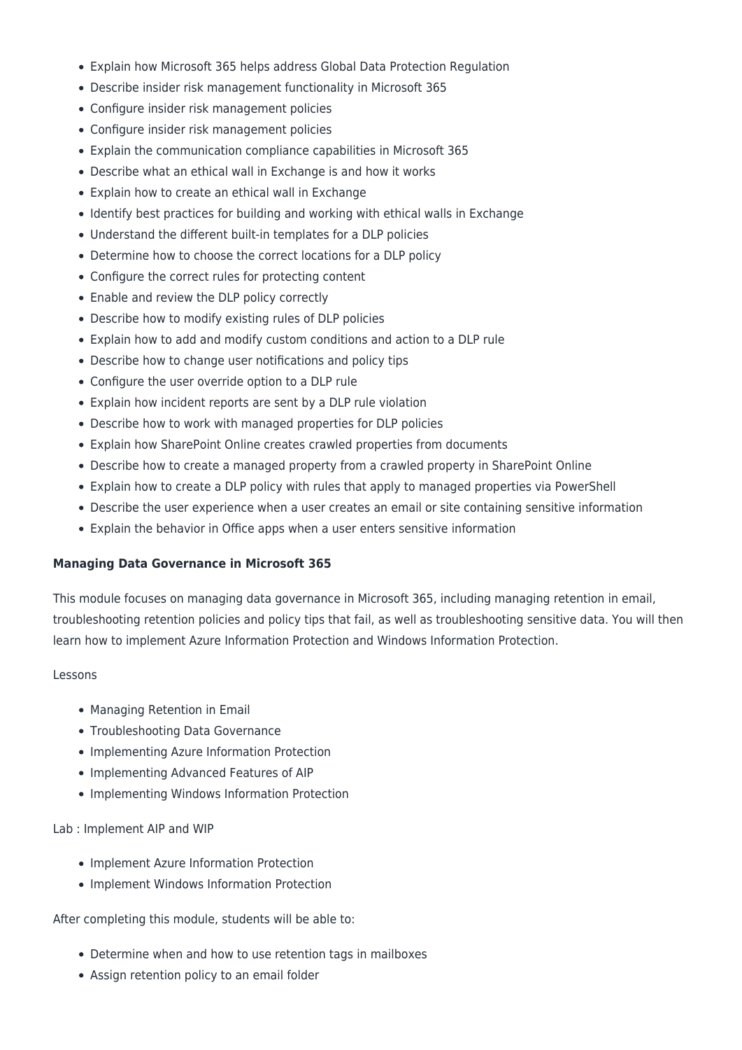- Explain how Microsoft 365 helps address Global Data Protection Regulation
- Describe insider risk management functionality in Microsoft 365
- Configure insider risk management policies
- Configure insider risk management policies
- Explain the communication compliance capabilities in Microsoft 365
- Describe what an ethical wall in Exchange is and how it works
- Explain how to create an ethical wall in Exchange
- Identify best practices for building and working with ethical walls in Exchange
- Understand the different built-in templates for a DLP policies
- Determine how to choose the correct locations for a DLP policy
- Configure the correct rules for protecting content
- Enable and review the DLP policy correctly
- Describe how to modify existing rules of DLP policies
- Explain how to add and modify custom conditions and action to a DLP rule
- Describe how to change user notifications and policy tips
- Configure the user override option to a DLP rule
- Explain how incident reports are sent by a DLP rule violation
- Describe how to work with managed properties for DLP policies
- Explain how SharePoint Online creates crawled properties from documents
- Describe how to create a managed property from a crawled property in SharePoint Online
- Explain how to create a DLP policy with rules that apply to managed properties via PowerShell
- Describe the user experience when a user creates an email or site containing sensitive information
- Explain the behavior in Office apps when a user enters sensitive information

**Managing Data Governance in Microsoft 365**

This module focuses on managing data governance in Microsoft 365, including managing retention in email, troubleshooting retention policies and policy tips that fail, as well as troubleshooting sensitive data. You will then learn how to implement Azure Information Protection and Windows Information Protection.

Lessons

- Managing Retention in Email
- Troubleshooting Data Governance
- Implementing Azure Information Protection
- Implementing Advanced Features of AIP
- Implementing Windows Information Protection

Lab : Implement AIP and WIP

- Implement Azure Information Protection
- Implement Windows Information Protection

After completing this module, students will be able to:

- Determine when and how to use retention tags in mailboxes
- Assign retention policy to an email folder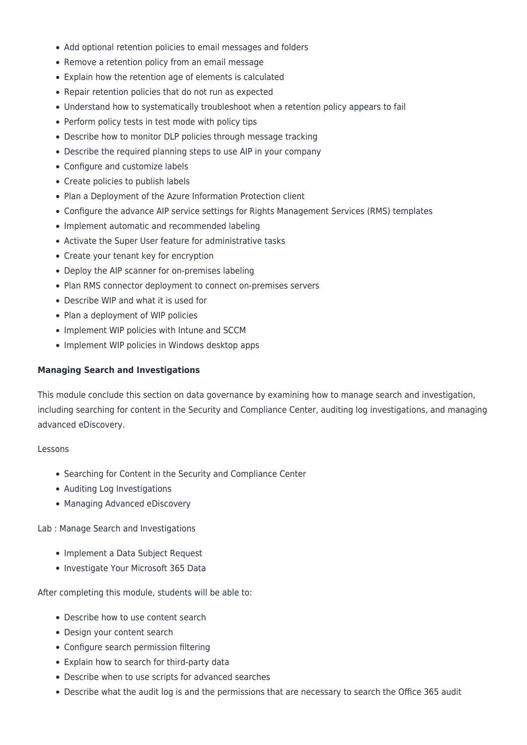- Add optional retention policies to email messages and folders
- Remove a retention policy from an email message
- Explain how the retention age of elements is calculated
- Repair retention policies that do not run as expected
- Understand how to systematically troubleshoot when a retention policy appears to fail
- Perform policy tests in test mode with policy tips
- Describe how to monitor DLP policies through message tracking
- Describe the required planning steps to use AIP in your company
- Configure and customize labels
- Create policies to publish labels
- Plan a Deployment of the Azure Information Protection client
- Configure the advance AIP service settings for Rights Management Services (RMS) templates
- Implement automatic and recommended labeling
- Activate the Super User feature for administrative tasks
- Create your tenant key for encryption
- Deploy the AIP scanner for on-premises labeling
- Plan RMS connector deployment to connect on-premises servers
- Describe WIP and what it is used for
- Plan a deployment of WIP policies
- Implement WIP policies with Intune and SCCM
- Implement WIP policies in Windows desktop apps

**Managing Search and Investigations**

This module conclude this section on data governance by examining how to manage search and investigation, including searching for content in the Security and Compliance Center, auditing log investigations, and managing advanced eDiscovery.

Lessons

- Searching for Content in the Security and Compliance Center
- Auditing Log Investigations
- Managing Advanced eDiscovery

Lab : Manage Search and Investigations

- Implement a Data Subject Request
- Investigate Your Microsoft 365 Data

After completing this module, students will be able to:

- Describe how to use content search
- Design your content search
- Configure search permission filtering
- Explain how to search for third-party data
- Describe when to use scripts for advanced searches
- Describe what the audit log is and the permissions that are necessary to search the Office 365 audit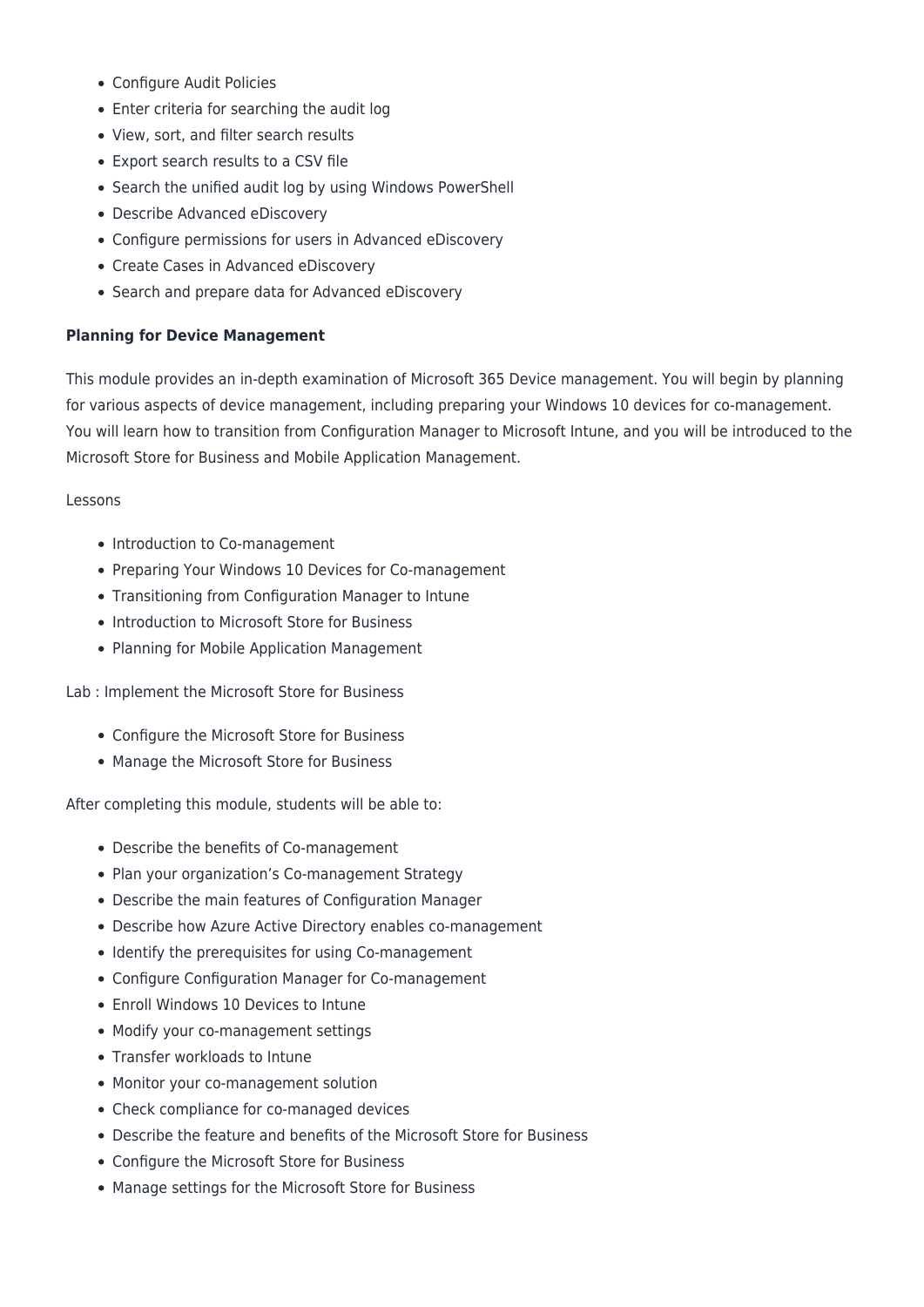- Configure Audit Policies
- Enter criteria for searching the audit log
- View, sort, and filter search results
- Export search results to a CSV file
- Search the unified audit log by using Windows PowerShell
- Describe Advanced eDiscovery
- Configure permissions for users in Advanced eDiscovery
- Create Cases in Advanced eDiscovery
- Search and prepare data for Advanced eDiscovery

**Planning for Device Management**

This module provides an in-depth examination of Microsoft 365 Device management. You will begin by planning for various aspects of device management, including preparing your Windows 10 devices for co-management. You will learn how to transition from Configuration Manager to Microsoft Intune, and you will be introduced to the Microsoft Store for Business and Mobile Application Management.

Lessons

- Introduction to Co-management
- Preparing Your Windows 10 Devices for Co-management
- Transitioning from Configuration Manager to Intune
- Introduction to Microsoft Store for Business
- Planning for Mobile Application Management

Lab : Implement the Microsoft Store for Business

- Configure the Microsoft Store for Business
- Manage the Microsoft Store for Business

After completing this module, students will be able to:

- Describe the benefits of Co-management
- Plan your organization's Co-management Strategy
- Describe the main features of Configuration Manager
- Describe how Azure Active Directory enables co-management
- Identify the prerequisites for using Co-management
- Configure Configuration Manager for Co-management
- Enroll Windows 10 Devices to Intune
- Modify your co-management settings
- Transfer workloads to Intune
- Monitor your co-management solution
- Check compliance for co-managed devices
- Describe the feature and benefits of the Microsoft Store for Business
- Configure the Microsoft Store for Business
- Manage settings for the Microsoft Store for Business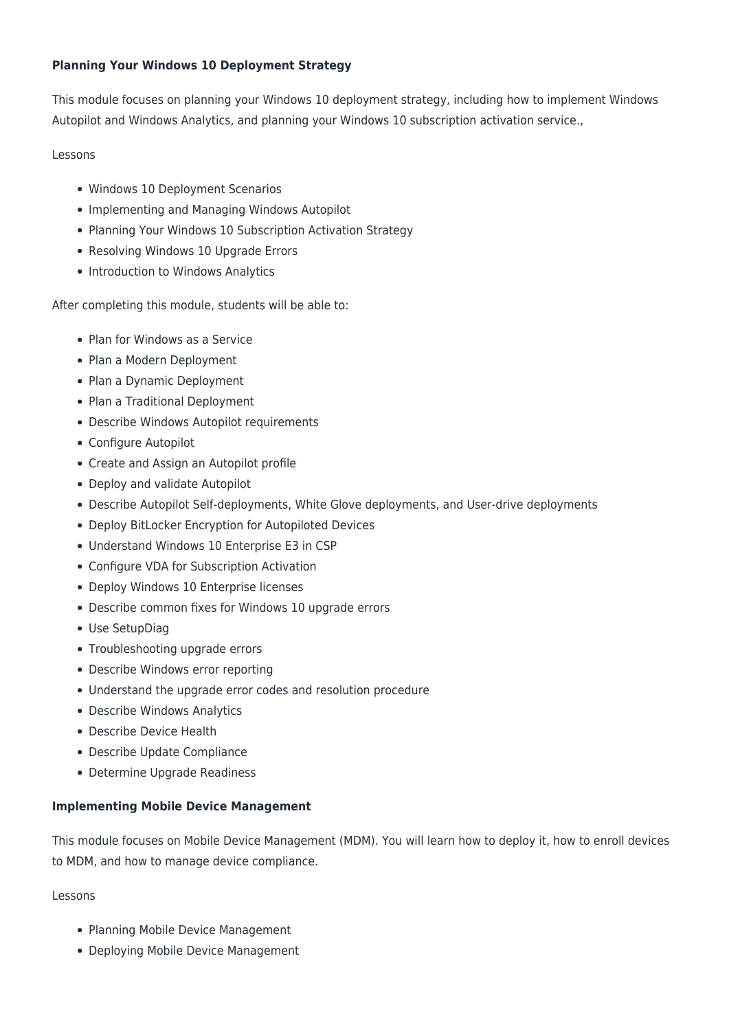**Planning Your Windows 10 Deployment Strategy**

This module focuses on planning your Windows 10 deployment strategy, including how to implement Windows Autopilot and Windows Analytics, and planning your Windows 10 subscription activation service.,

Lessons

- Windows 10 Deployment Scenarios
- Implementing and Managing Windows Autopilot
- Planning Your Windows 10 Subscription Activation Strategy
- Resolving Windows 10 Upgrade Errors
- Introduction to Windows Analytics

After completing this module, students will be able to:

- Plan for Windows as a Service
- Plan a Modern Deployment
- Plan a Dynamic Deployment
- Plan a Traditional Deployment
- Describe Windows Autopilot requirements
- Configure Autopilot
- Create and Assign an Autopilot profile
- Deploy and validate Autopilot
- Describe Autopilot Self-deployments, White Glove deployments, and User-drive deployments
- Deploy BitLocker Encryption for Autopiloted Devices
- Understand Windows 10 Enterprise E3 in CSP
- Configure VDA for Subscription Activation
- Deploy Windows 10 Enterprise licenses
- Describe common fixes for Windows 10 upgrade errors
- Use SetupDiag
- Troubleshooting upgrade errors
- Describe Windows error reporting
- Understand the upgrade error codes and resolution procedure
- Describe Windows Analytics
- Describe Device Health
- Describe Update Compliance
- Determine Upgrade Readiness

**Implementing Mobile Device Management**

This module focuses on Mobile Device Management (MDM). You will learn how to deploy it, how to enroll devices to MDM, and how to manage device compliance.

Lessons

- Planning Mobile Device Management
- Deploying Mobile Device Management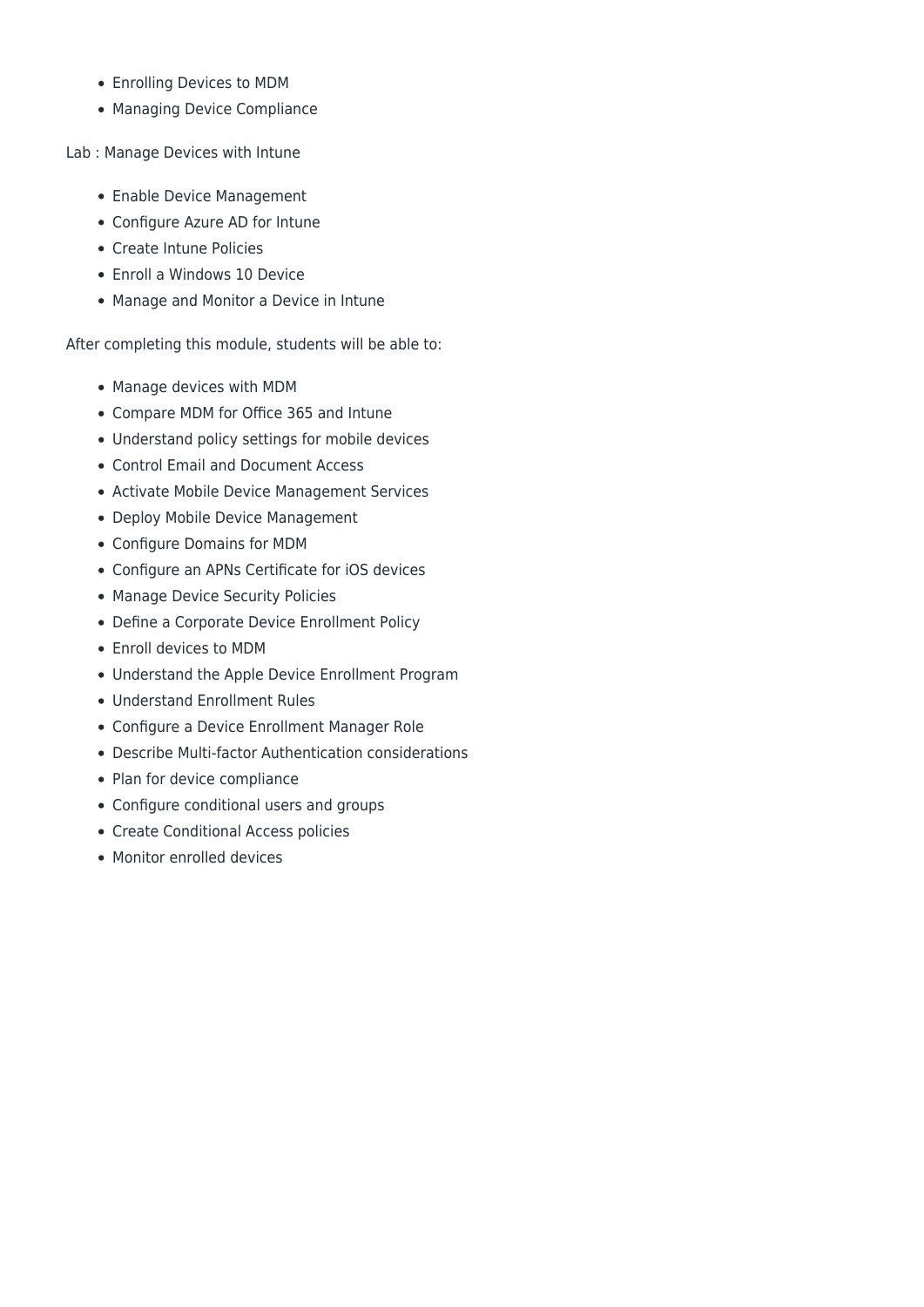- Enrolling Devices to MDM
- Managing Device Compliance

Lab : Manage Devices with Intune

- Enable Device Management
- Configure Azure AD for Intune
- Create Intune Policies
- Enroll a Windows 10 Device
- Manage and Monitor a Device in Intune

After completing this module, students will be able to:

- Manage devices with MDM
- Compare MDM for Office 365 and Intune
- Understand policy settings for mobile devices
- Control Email and Document Access
- Activate Mobile Device Management Services
- Deploy Mobile Device Management
- Configure Domains for MDM
- Configure an APNs Certificate for iOS devices
- Manage Device Security Policies
- Define a Corporate Device Enrollment Policy
- Enroll devices to MDM
- Understand the Apple Device Enrollment Program
- Understand Enrollment Rules
- Configure a Device Enrollment Manager Role
- Describe Multi-factor Authentication considerations
- Plan for device compliance
- Configure conditional users and groups
- Create Conditional Access policies
- Monitor enrolled devices